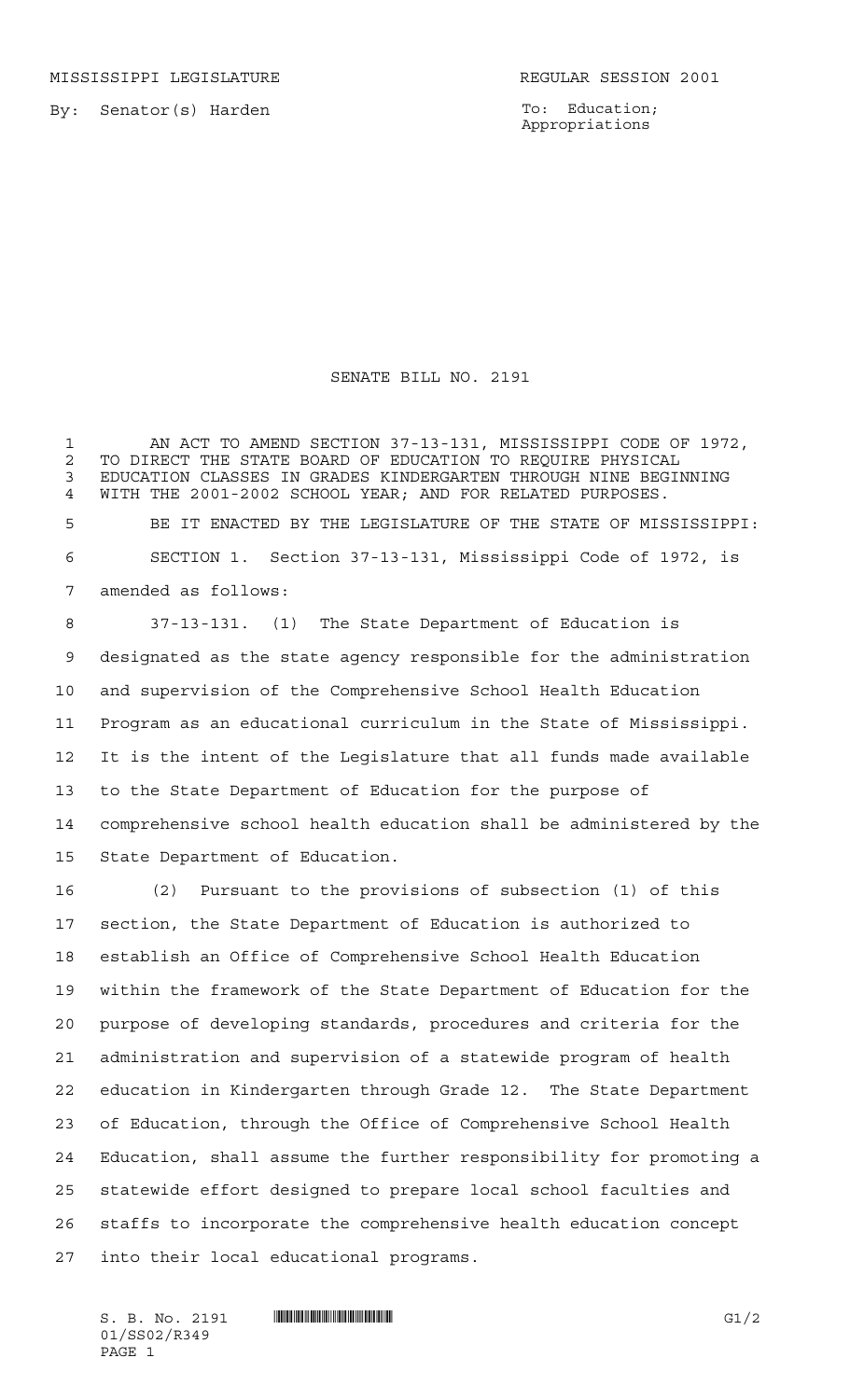MISSISSIPPI LEGISLATURE REGULAR SESSION 2001

By: Senator(s) Harden

To: Education; Appropriations

# SENATE BILL NO. 2191

AN ACT TO AMEND SECTION 37-13-131, MISSISSIPPI CODE OF 1972, TO DIRECT THE STATE BOARD OF EDUCATION TO REQUIRE PHYSICAL EDUCATION CLASSES IN GRADES KINDERGARTEN THROUGH NINE BEGINNING WITH THE 2001-2002 SCHOOL YEAR; AND FOR RELATED PURPOSES.

BE IT ENACTED BY THE LEGISLATURE OF THE STATE OF MISSISSIPPI:

SECTION 1. Section 37-13-131, Mississippi Code of 1972, is amended as follows:

37-13-131. (1) The State Department of Education is designated as the state agency responsible for the administration and supervision of the Comprehensive School Health Education Program as an educational curriculum in the State of Mississippi. It is the intent of the Legislature that all funds made available to the State Department of Education for the purpose of comprehensive school health education shall be administered by the State Department of Education.

(2) Pursuant to the provisions of subsection (1) of this section, the State Department of Education is authorized to establish an Office of Comprehensive School Health Education within the framework of the State Department of Education for the purpose of developing standards, procedures and criteria for the administration and supervision of a statewide program of health education in Kindergarten through Grade 12. The State Department of Education, through the Office of Comprehensive School Health Education, shall assume the further responsibility for promoting a statewide effort designed to prepare local school faculties and staffs to incorporate the comprehensive health education concept into their local educational programs.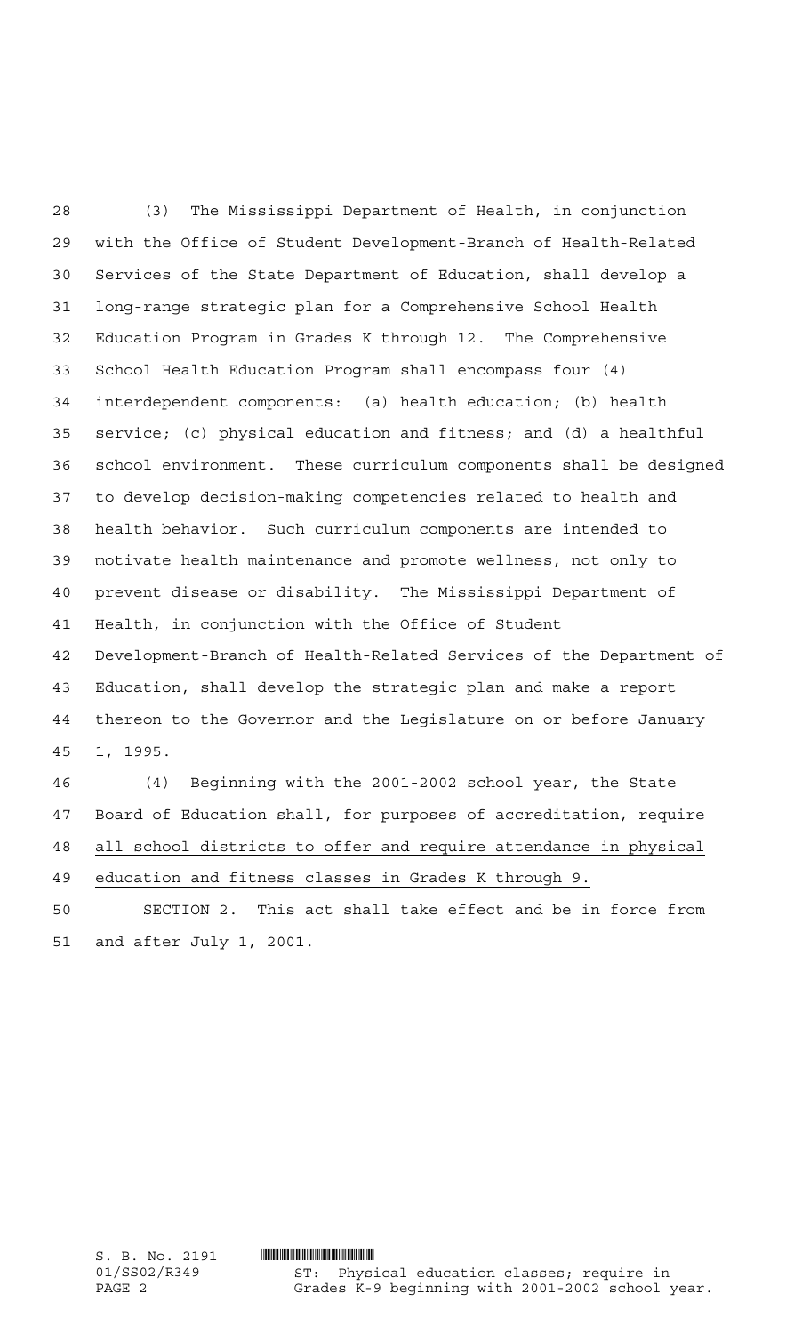(3) The Mississippi Department of Health, in conjunction with the Office of Student Development-Branch of Health-Related Services of the State Department of Education, shall develop a long-range strategic plan for a Comprehensive School Health Education Program in Grades K through 12. The Comprehensive School Health Education Program shall encompass four (4) interdependent components: (a) health education; (b) health service; (c) physical education and fitness; and (d) a healthful school environment. These curriculum components shall be designed to develop decision-making competencies related to health and health behavior. Such curriculum components are intended to motivate health maintenance and promote wellness, not only to prevent disease or disability. The Mississippi Department of Health, in conjunction with the Office of Student Development-Branch of Health-Related Services of the Department of Education, shall develop the strategic plan and make a report thereon to the Governor and the Legislature on or before January 1, 1995.

(4) Beginning with the 2001-2002 school year, the State Board of Education shall, for purposes of accreditation, require all school districts to offer and require attendance in physical education and fitness classes in Grades K through 9.

SECTION 2. This act shall take effect and be in force from and after July 1, 2001.

S. B. No. 2191
01/SS02/R349
ST: Physical education classes; require in Grades K-9 beginning with 2001-2002 school year.